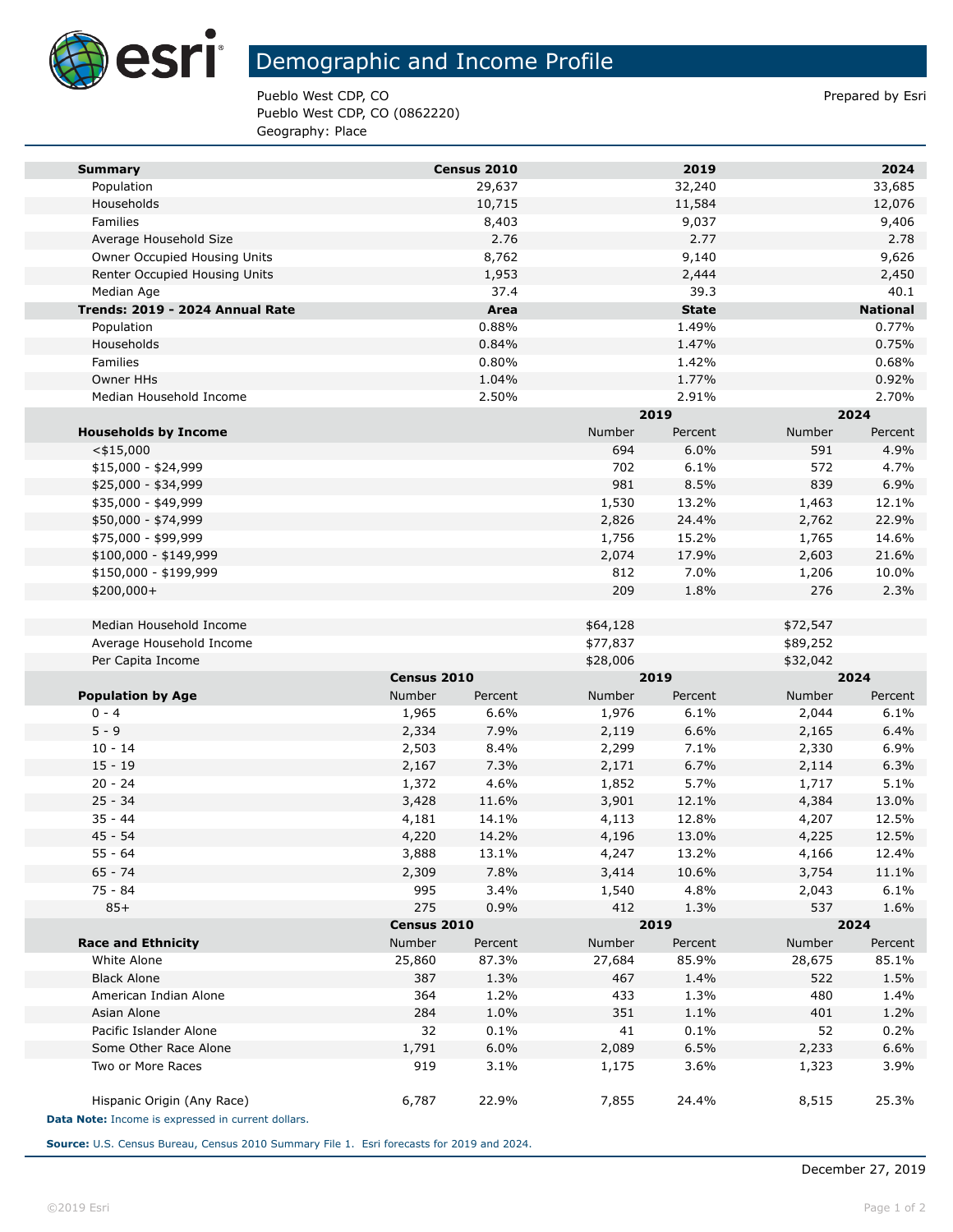# Demographic and Income Profile

Pueblo West CDP, CO
Pueblo West CDP, CO (0862220)
Geography: Place

Prepared by Esri

| Summary | Census 2010 | 2019 | 2024 |
|---|---|---|---|
| Population | 29,637 | 32,240 | 33,685 |
| Households | 10,715 | 11,584 | 12,076 |
| Families | 8,403 | 9,037 | 9,406 |
| Average Household Size | 2.76 | 2.77 | 2.78 |
| Owner Occupied Housing Units | 8,762 | 9,140 | 9,626 |
| Renter Occupied Housing Units | 1,953 | 2,444 | 2,450 |
| Median Age | 37.4 | 39.3 | 40.1 |

| Trends: 2019 - 2024 Annual Rate | Area | State | National |
|---|---|---|---|
| Population | 0.88% | 1.49% | 0.77% |
| Households | 0.84% | 1.47% | 0.75% |
| Families | 0.80% | 1.42% | 0.68% |
| Owner HHs | 1.04% | 1.77% | 0.92% |
| Median Household Income | 2.50% | 2.91% | 2.70% |

| | 2019 | | 2024 | |
|---|---|---|---|---|
| Households by Income | Number | Percent | Number | Percent |
| <$15,000 | 694 | 6.0% | 591 | 4.9% |
| $15,000 - $24,999 | 702 | 6.1% | 572 | 4.7% |
| $25,000 - $34,999 | 981 | 8.5% | 839 | 6.9% |
| $35,000 - $49,999 | 1,530 | 13.2% | 1,463 | 12.1% |
| $50,000 - $74,999 | 2,826 | 24.4% | 2,762 | 22.9% |
| $75,000 - $99,999 | 1,756 | 15.2% | 1,765 | 14.6% |
| $100,000 - $149,999 | 2,074 | 17.9% | 2,603 | 21.6% |
| $150,000 - $199,999 | 812 | 7.0% | 1,206 | 10.0% |
| $200,000+ | 209 | 1.8% | 276 | 2.3% |
| | | | | |
| Median Household Income | $64,128 | | $72,547 | |
| Average Household Income | $77,837 | | $89,252 | |
| Per Capita Income | $28,006 | | $32,042 | |

| | Census 2010 | | 2019 | | 2024 | |
|---|---|---|---|---|---|---|
| Population by Age | Number | Percent | Number | Percent | Number | Percent |
| 0 - 4 | 1,965 | 6.6% | 1,976 | 6.1% | 2,044 | 6.1% |
| 5 - 9 | 2,334 | 7.9% | 2,119 | 6.6% | 2,165 | 6.4% |
| 10 - 14 | 2,503 | 8.4% | 2,299 | 7.1% | 2,330 | 6.9% |
| 15 - 19 | 2,167 | 7.3% | 2,171 | 6.7% | 2,114 | 6.3% |
| 20 - 24 | 1,372 | 4.6% | 1,852 | 5.7% | 1,717 | 5.1% |
| 25 - 34 | 3,428 | 11.6% | 3,901 | 12.1% | 4,384 | 13.0% |
| 35 - 44 | 4,181 | 14.1% | 4,113 | 12.8% | 4,207 | 12.5% |
| 45 - 54 | 4,220 | 14.2% | 4,196 | 13.0% | 4,225 | 12.5% |
| 55 - 64 | 3,888 | 13.1% | 4,247 | 13.2% | 4,166 | 12.4% |
| 65 - 74 | 2,309 | 7.8% | 3,414 | 10.6% | 3,754 | 11.1% |
| 75 - 84 | 995 | 3.4% | 1,540 | 4.8% | 2,043 | 6.1% |
| 85+ | 275 | 0.9% | 412 | 1.3% | 537 | 1.6% |

| | Census 2010 | | 2019 | | 2024 | |
|---|---|---|---|---|---|---|
| Race and Ethnicity | Number | Percent | Number | Percent | Number | Percent |
| White Alone | 25,860 | 87.3% | 27,684 | 85.9% | 28,675 | 85.1% |
| Black Alone | 387 | 1.3% | 467 | 1.4% | 522 | 1.5% |
| American Indian Alone | 364 | 1.2% | 433 | 1.3% | 480 | 1.4% |
| Asian Alone | 284 | 1.0% | 351 | 1.1% | 401 | 1.2% |
| Pacific Islander Alone | 32 | 0.1% | 41 | 0.1% | 52 | 0.2% |
| Some Other Race Alone | 1,791 | 6.0% | 2,089 | 6.5% | 2,233 | 6.6% |
| Two or More Races | 919 | 3.1% | 1,175 | 3.6% | 1,323 | 3.9% |
| | | | | | | |
| Hispanic Origin (Any Race) | 6,787 | 22.9% | 7,855 | 24.4% | 8,515 | 25.3% |

**Data Note:** Income is expressed in current dollars.

**Source:** U.S. Census Bureau, Census 2010 Summary File 1. Esri forecasts for 2019 and 2024.

December 27, 2019

©2019 Esri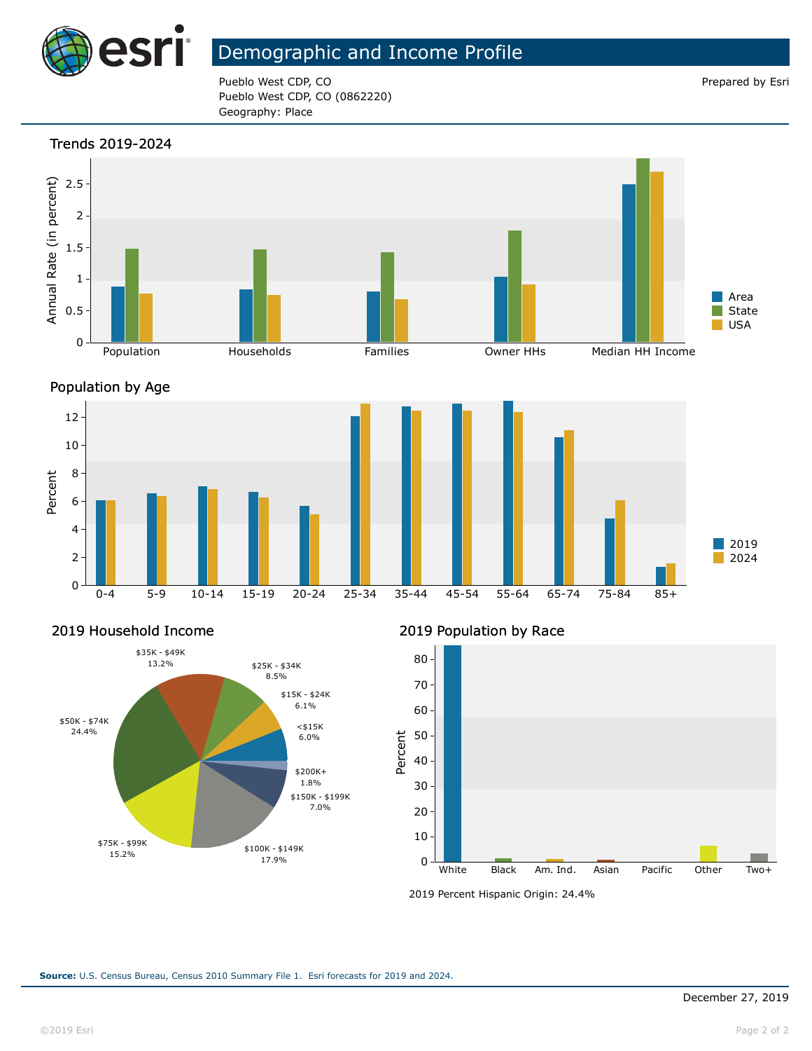# Demographic and Income Profile

Pueblo West CDP, CO
Pueblo West CDP, CO (0862220)
Geography: Place

Prepared by Esri

## Trends 2019-2024

Annual Rate (in percent)

0
0.5
1
1.5
2
2.5

Population
Households
Families
Owner HHs
Median HH Income

Area
State
USA

## Population by Age

Percent

0
2
4
6
8
10
12

0-4
5-9
10-14
15-19
20-24
25-34
35-44
45-54
55-64
65-74
75-84
85+

2019
2024

## 2019 Household Income

$35K - $49K
13.2%

$25K - $34K
8.5%

$15K - $24K
6.1%

<$15K
6.0%

$200K+
1.8%

$150K - $199K
7.0%

$100K - $149K
17.9%

$75K - $99K
15.2%

$50K - $74K
24.4%

## 2019 Population by Race

Percent

0
10
20
30
40
50
60
70
80

White
Black
Am. Ind.
Asian
Pacific
Other
Two+

2019 Percent Hispanic Origin: 24.4%

**Source:** U.S. Census Bureau, Census 2010 Summary File 1. Esri forecasts for 2019 and 2024.

December 27, 2019